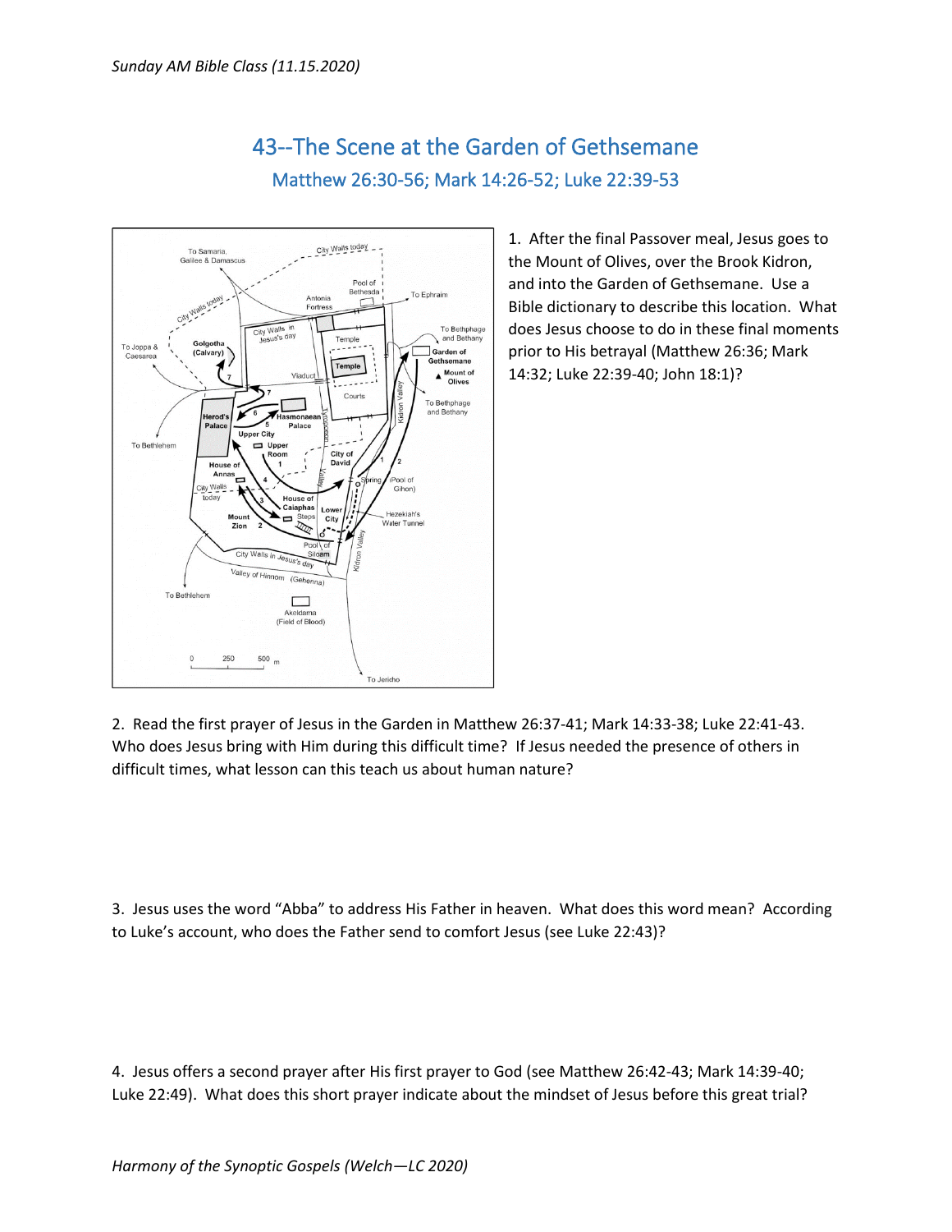# 43--The Scene at the Garden of Gethsemane

## Matthew 26:30-56; Mark 14:26-52; Luke 22:39-53

1. After the final Passover meal, Jesus goes to the Mount of Olives, over the Brook Kidron, and into the Garden of Gethsemane. Use a Bible dictionary to describe this location. What does Jesus choose to do in these final moments prior to His betrayal (Matthew 26:36; Mark 14:32; Luke 22:39-40; John 18:1)?

2. Read the first prayer of Jesus in the Garden in Matthew 26:37-41; Mark 14:33-38; Luke 22:41-43. Who does Jesus bring with Him during this difficult time? If Jesus needed the presence of others in difficult times, what lesson can this teach us about human nature?

3. Jesus uses the word "Abba" to address His Father in heaven. What does this word mean? According to Luke's account, who does the Father send to comfort Jesus (see Luke 22:43)?

4. Jesus offers a second prayer after His first prayer to God (see Matthew 26:42-43; Mark 14:39-40; Luke 22:49). What does this short prayer indicate about the mindset of Jesus before this great trial?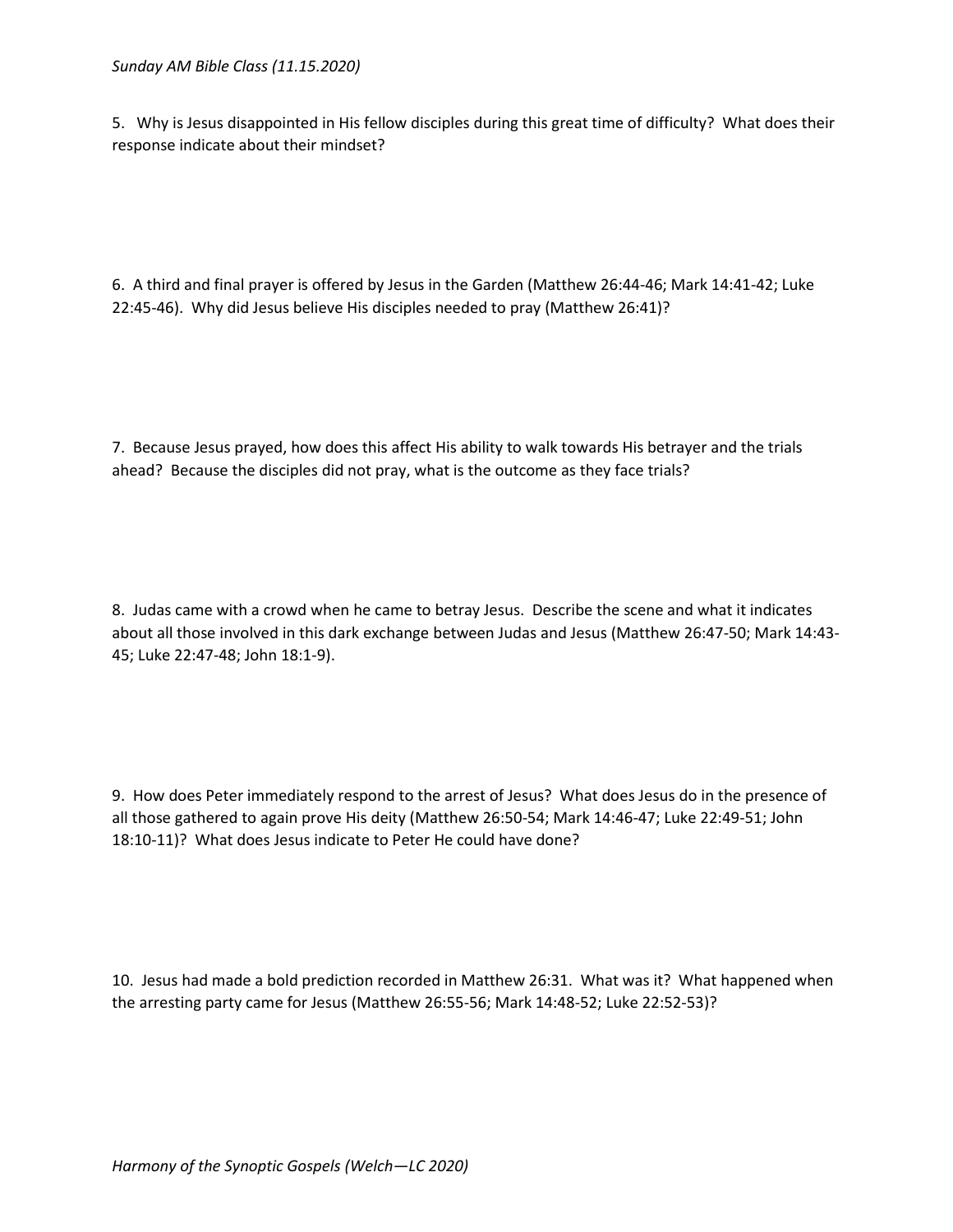5. Why is Jesus disappointed in His fellow disciples during this great time of difficulty? What does their response indicate about their mindset?

6. A third and final prayer is offered by Jesus in the Garden (Matthew 26:44-46; Mark 14:41-42; Luke 22:45-46). Why did Jesus believe His disciples needed to pray (Matthew 26:41)?

7. Because Jesus prayed, how does this affect His ability to walk towards His betrayer and the trials ahead? Because the disciples did not pray, what is the outcome as they face trials?

8. Judas came with a crowd when he came to betray Jesus. Describe the scene and what it indicates about all those involved in this dark exchange between Judas and Jesus (Matthew 26:47-50; Mark 14:43-45; Luke 22:47-48; John 18:1-9).

9. How does Peter immediately respond to the arrest of Jesus? What does Jesus do in the presence of all those gathered to again prove His deity (Matthew 26:50-54; Mark 14:46-47; Luke 22:49-51; John 18:10-11)? What does Jesus indicate to Peter He could have done?

10. Jesus had made a bold prediction recorded in Matthew 26:31. What was it? What happened when the arresting party came for Jesus (Matthew 26:55-56; Mark 14:48-52; Luke 22:52-53)?